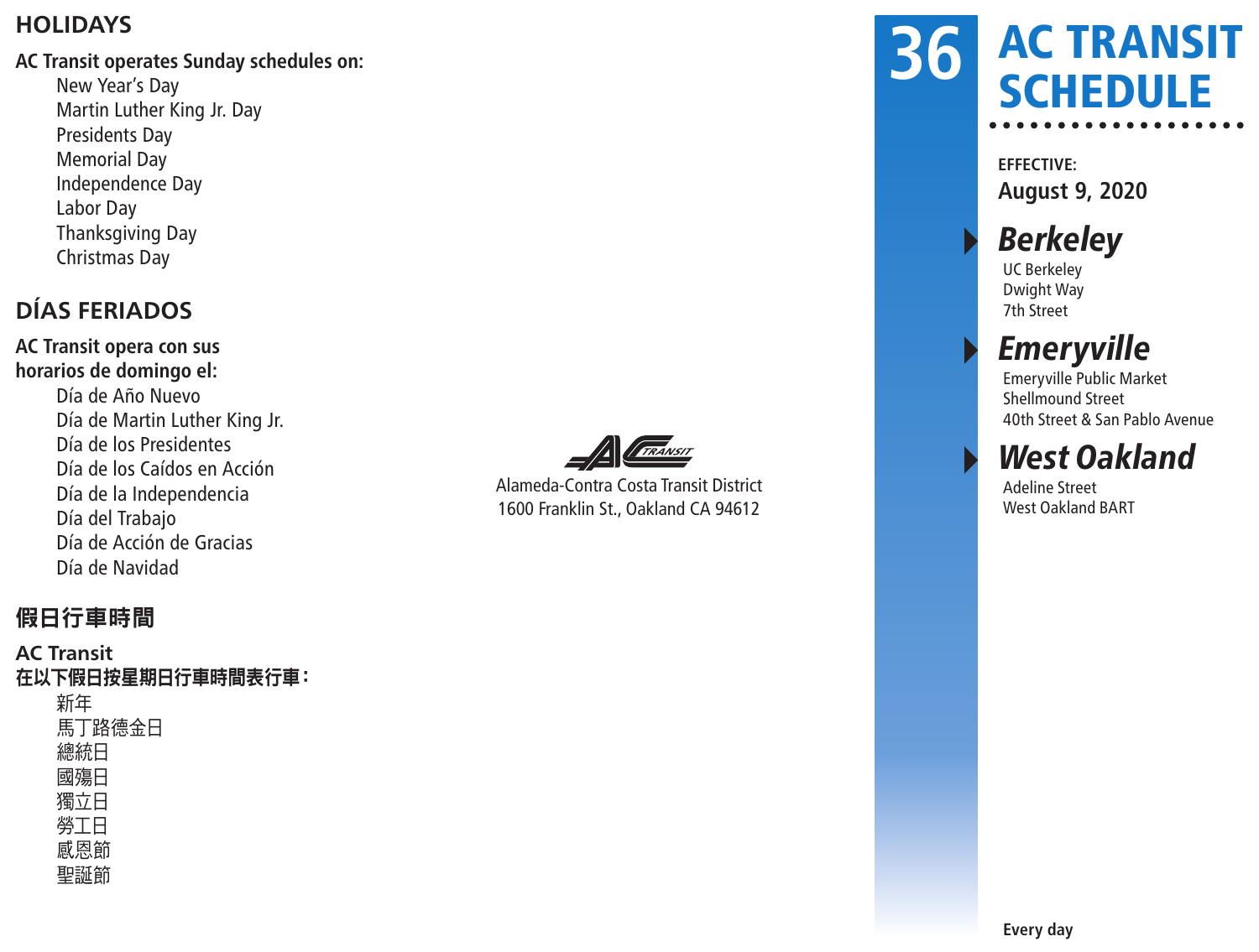## HOLIDAYS

**AC Transit operates Sunday schedules on:**

- New Year's Day
- Martin Luther King Jr. Day
- Presidents Day
- Memorial Day
- Independence Day
- Labor Day
- Thanksgiving Day
- Christmas Day

## DÍAS FERIADOS

**AC Transit opera con sus horarios de domingo el:**

- Día de Año Nuevo
- Día de Martin Luther King Jr.
- Día de los Presidentes
- Día de los Caídos en Acción
- Día de la Independencia
- Día del Trabajo
- Día de Acción de Gracias
- Día de Navidad

## 假日行車時間

**AC Transit 在以下假日按星期日行車時間表行車：**

- 新年
- 馬丁路德金日
- 總統日
- 國殤日
- 獨立日
- 勞工日
- 感恩節
- 聖誕節

Alameda-Contra Costa Transit District
1600 Franklin St., Oakland CA 94612

# 36 AC TRANSIT SCHEDULE

**EFFECTIVE:**
**August 9, 2020**

### *Berkeley*
UC Berkeley
Dwight Way
7th Street

### *Emeryville*
Emeryville Public Market
Shellmound Street
40th Street & San Pablo Avenue

### *West Oakland*
Adeline Street
West Oakland BART

**Every day**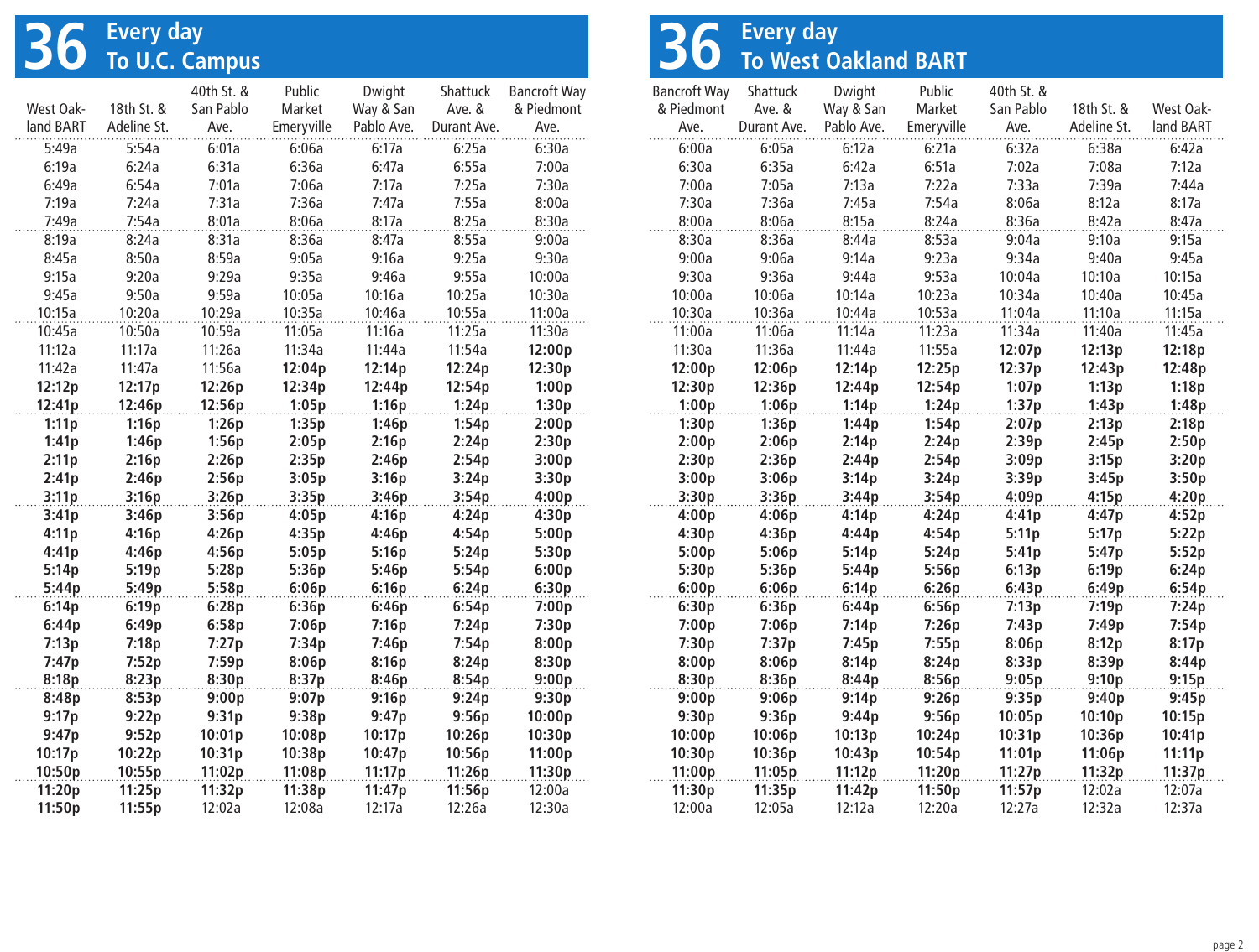## 36 Every day To U.C. Campus

| West Oakland BART | 18th St. & Adeline St. | 40th St. & San Pablo Ave. | Public Market Emeryville | Dwight Way & San Pablo Ave. | Shattuck Ave. & Durant Ave. | Bancroft Way & Piedmont Ave. |
|---|---|---|---|---|---|---|
| 5:49a | 5:54a | 6:01a | 6:06a | 6:17a | 6:25a | 6:30a |
| 6:19a | 6:24a | 6:31a | 6:36a | 6:47a | 6:55a | 7:00a |
| 6:49a | 6:54a | 7:01a | 7:06a | 7:17a | 7:25a | 7:30a |
| 7:19a | 7:24a | 7:31a | 7:36a | 7:47a | 7:55a | 8:00a |
| 7:49a | 7:54a | 8:01a | 8:06a | 8:17a | 8:25a | 8:30a |
| 8:19a | 8:24a | 8:31a | 8:36a | 8:47a | 8:55a | 9:00a |
| 8:45a | 8:50a | 8:59a | 9:05a | 9:16a | 9:25a | 9:30a |
| 9:15a | 9:20a | 9:29a | 9:35a | 9:46a | 9:55a | 10:00a |
| 9:45a | 9:50a | 9:59a | 10:05a | 10:16a | 10:25a | 10:30a |
| 10:15a | 10:20a | 10:29a | 10:35a | 10:46a | 10:55a | 11:00a |
| 10:45a | 10:50a | 10:59a | 11:05a | 11:16a | 11:25a | 11:30a |
| 11:12a | 11:17a | 11:26a | 11:34a | 11:44a | 11:54a | **12:00p** |
| 11:42a | 11:47a | 11:56a | **12:04p** | **12:14p** | **12:24p** | **12:30p** |
| **12:12p** | **12:17p** | **12:26p** | **12:34p** | **12:44p** | **12:54p** | **1:00p** |
| **12:41p** | **12:46p** | **12:56p** | **1:05p** | **1:16p** | **1:24p** | **1:30p** |
| **1:11p** | **1:16p** | **1:26p** | **1:35p** | **1:46p** | **1:54p** | **2:00p** |
| **1:41p** | **1:46p** | **1:56p** | **2:05p** | **2:16p** | **2:24p** | **2:30p** |
| **2:11p** | **2:16p** | **2:26p** | **2:35p** | **2:46p** | **2:54p** | **3:00p** |
| **2:41p** | **2:46p** | **2:56p** | **3:05p** | **3:16p** | **3:24p** | **3:30p** |
| **3:11p** | **3:16p** | **3:26p** | **3:35p** | **3:46p** | **3:54p** | **4:00p** |
| **3:41p** | **3:46p** | **3:56p** | **4:05p** | **4:16p** | **4:24p** | **4:30p** |
| **4:11p** | **4:16p** | **4:26p** | **4:35p** | **4:46p** | **4:54p** | **5:00p** |
| **4:41p** | **4:46p** | **4:56p** | **5:05p** | **5:16p** | **5:24p** | **5:30p** |
| **5:14p** | **5:19p** | **5:28p** | **5:36p** | **5:46p** | **5:54p** | **6:00p** |
| **5:44p** | **5:49p** | **5:58p** | **6:06p** | **6:16p** | **6:24p** | **6:30p** |
| **6:14p** | **6:19p** | **6:28p** | **6:36p** | **6:46p** | **6:54p** | **7:00p** |
| **6:44p** | **6:49p** | **6:58p** | **7:06p** | **7:16p** | **7:24p** | **7:30p** |
| **7:13p** | **7:18p** | **7:27p** | **7:34p** | **7:46p** | **7:54p** | **8:00p** |
| **7:47p** | **7:52p** | **7:59p** | **8:06p** | **8:16p** | **8:24p** | **8:30p** |
| **8:18p** | **8:23p** | **8:30p** | **8:37p** | **8:46p** | **8:54p** | **9:00p** |
| **8:48p** | **8:53p** | **9:00p** | **9:07p** | **9:16p** | **9:24p** | **9:30p** |
| **9:17p** | **9:22p** | **9:31p** | **9:38p** | **9:47p** | **9:56p** | **10:00p** |
| **9:47p** | **9:52p** | **10:01p** | **10:08p** | **10:17p** | **10:26p** | **10:30p** |
| **10:17p** | **10:22p** | **10:31p** | **10:38p** | **10:47p** | **10:56p** | **11:00p** |
| **10:50p** | **10:55p** | **11:02p** | **11:08p** | **11:17p** | **11:26p** | **11:30p** |
| **11:20p** | **11:25p** | **11:32p** | **11:38p** | **11:47p** | **11:56p** | 12:00a |
| **11:50p** | **11:55p** | 12:02a | 12:08a | 12:17a | 12:26a | 12:30a |

## 36 Every day To West Oakland BART

| Bancroft Way & Piedmont Ave. | Shattuck Ave. & Durant Ave. | Dwight Way & San Pablo Ave. | Public Market Emeryville | 40th St. & San Pablo Ave. | 18th St. & Adeline St. | West Oakland BART |
|---|---|---|---|---|---|---|
| 6:00a | 6:05a | 6:12a | 6:21a | 6:32a | 6:38a | 6:42a |
| 6:30a | 6:35a | 6:42a | 6:51a | 7:02a | 7:08a | 7:12a |
| 7:00a | 7:05a | 7:13a | 7:22a | 7:33a | 7:39a | 7:44a |
| 7:30a | 7:36a | 7:45a | 7:54a | 8:06a | 8:12a | 8:17a |
| 8:00a | 8:06a | 8:15a | 8:24a | 8:36a | 8:42a | 8:47a |
| 8:30a | 8:36a | 8:44a | 8:53a | 9:04a | 9:10a | 9:15a |
| 9:00a | 9:06a | 9:14a | 9:23a | 9:34a | 9:40a | 9:45a |
| 9:30a | 9:36a | 9:44a | 9:53a | 10:04a | 10:10a | 10:15a |
| 10:00a | 10:06a | 10:14a | 10:23a | 10:34a | 10:40a | 10:45a |
| 10:30a | 10:36a | 10:44a | 10:53a | 11:04a | 11:10a | 11:15a |
| 11:00a | 11:06a | 11:14a | 11:23a | 11:34a | 11:40a | 11:45a |
| 11:30a | 11:36a | 11:44a | 11:55a | **12:07p** | **12:13p** | **12:18p** |
| **12:00p** | **12:06p** | **12:14p** | **12:25p** | **12:37p** | **12:43p** | **12:48p** |
| **12:30p** | **12:36p** | **12:44p** | **12:54p** | **1:07p** | **1:13p** | **1:18p** |
| **1:00p** | **1:06p** | **1:14p** | **1:24p** | **1:37p** | **1:43p** | **1:48p** |
| **1:30p** | **1:36p** | **1:44p** | **1:54p** | **2:07p** | **2:13p** | **2:18p** |
| **2:00p** | **2:06p** | **2:14p** | **2:24p** | **2:39p** | **2:45p** | **2:50p** |
| **2:30p** | **2:36p** | **2:44p** | **2:54p** | **3:09p** | **3:15p** | **3:20p** |
| **3:00p** | **3:06p** | **3:14p** | **3:24p** | **3:39p** | **3:45p** | **3:50p** |
| **3:30p** | **3:36p** | **3:44p** | **3:54p** | **4:09p** | **4:15p** | **4:20p** |
| **4:00p** | **4:06p** | **4:14p** | **4:24p** | **4:41p** | **4:47p** | **4:52p** |
| **4:30p** | **4:36p** | **4:44p** | **4:54p** | **5:11p** | **5:17p** | **5:22p** |
| **5:00p** | **5:06p** | **5:14p** | **5:24p** | **5:41p** | **5:47p** | **5:52p** |
| **5:30p** | **5:36p** | **5:44p** | **5:56p** | **6:13p** | **6:19p** | **6:24p** |
| **6:00p** | **6:06p** | **6:14p** | **6:26p** | **6:43p** | **6:49p** | **6:54p** |
| **6:30p** | **6:36p** | **6:44p** | **6:56p** | **7:13p** | **7:19p** | **7:24p** |
| **7:00p** | **7:06p** | **7:14p** | **7:26p** | **7:43p** | **7:49p** | **7:54p** |
| **7:30p** | **7:37p** | **7:45p** | **7:55p** | **8:06p** | **8:12p** | **8:17p** |
| **8:00p** | **8:06p** | **8:14p** | **8:24p** | **8:33p** | **8:39p** | **8:44p** |
| **8:30p** | **8:36p** | **8:44p** | **8:56p** | **9:05p** | **9:10p** | **9:15p** |
| **9:00p** | **9:06p** | **9:14p** | **9:26p** | **9:35p** | **9:40p** | **9:45p** |
| **9:30p** | **9:36p** | **9:44p** | **9:56p** | **10:05p** | **10:10p** | **10:15p** |
| **10:00p** | **10:06p** | **10:13p** | **10:24p** | **10:31p** | **10:36p** | **10:41p** |
| **10:30p** | **10:36p** | **10:43p** | **10:54p** | **11:01p** | **11:06p** | **11:11p** |
| **11:00p** | **11:05p** | **11:12p** | **11:20p** | **11:27p** | **11:32p** | **11:37p** |
| **11:30p** | **11:35p** | **11:42p** | **11:50p** | **11:57p** | 12:02a | 12:07a |
| 12:00a | 12:05a | 12:12a | 12:20a | 12:27a | 12:32a | 12:37a |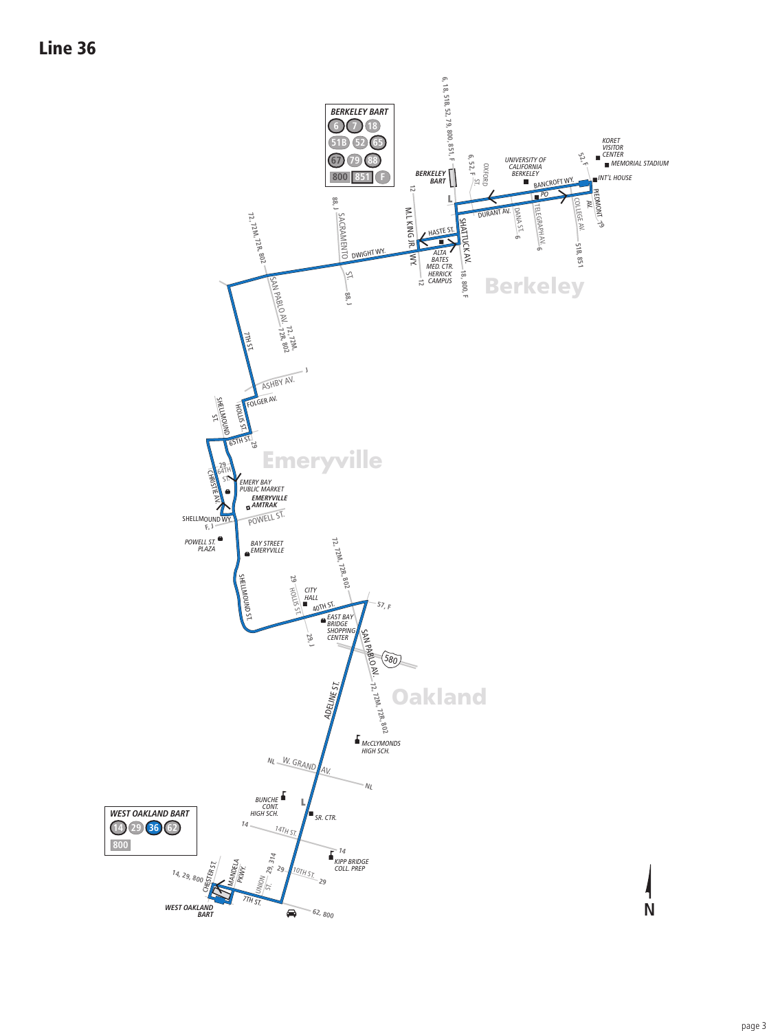# Line 36

BERKELEY BART
6 7 18
51B 52 65
67 79 88
800 851 F

WEST OAKLAND BART
14 29 36 62
800

Berkeley

Emeryville

Oakland

BERKELEY BART

6, 18, 51B, 52, 79, 800, 851, F

6, 52, F

OXFORD ST.

UNIVERSITY OF CALIFORNIA BERKELEY

KOREI VISITOR CENTER

MEMORIAL STADIUM

52, F

INT'L HOUSE

BANCROFT WY.

PO

DURANT AV.

DANA ST.

TELEGRAPH AV.

COLLEGE AV.

PIEDMONT AV.

79

6

6

51B, 851

SHATTUCK AV.

18, 800, F

HASTE ST.

ALTA BATES MED. CTR. HERRICK CAMPUS

M.L. KING JR. WY.

12

12

DWIGHT WY.

SACRAMENTO ST.

88, J

88, J

72, 72M, 72R, 802

SAN PABLO AV.

72, 72M, 72R, 802

7TH ST.

ASHBY AV.

J

FOLGER AV.

HOLLIS ST.

SHELLMOUND ST.

65TH ST.

29

29

64TH ST.

CHRISTIE AV.

EMERY BAY PUBLIC MARKET

EMERYVILLE AMTRAK

SHELLMOUND WY.

F, J

POWELL ST.

POWELL ST. PLAZA

BAY STREET EMERYVILLE

SHELLMOUND ST.

29

HOLLIS ST.

29, J

CITY HALL

40TH ST.

72, 72M, 72R, 802

57, F

EAST BAY BRIDGE SHOPPING CENTER

SAN PABLO AV.

580

72, 72M, 72R, 802

ADELINE ST.

McCLYMONDS HIGH SCH.

NL

W. GRAND AV.

NL

BUNCHE CONT. HIGH SCH.

SR. CTR.

14

14TH ST.

14

KIPP BRIDGE COLL. PREP

14, 29, 800

CHESTER ST.

MANDELA PKWY.

UNION ST.

29, 314

29

10TH ST.

29

7TH ST.

WEST OAKLAND BART

62, 800

N